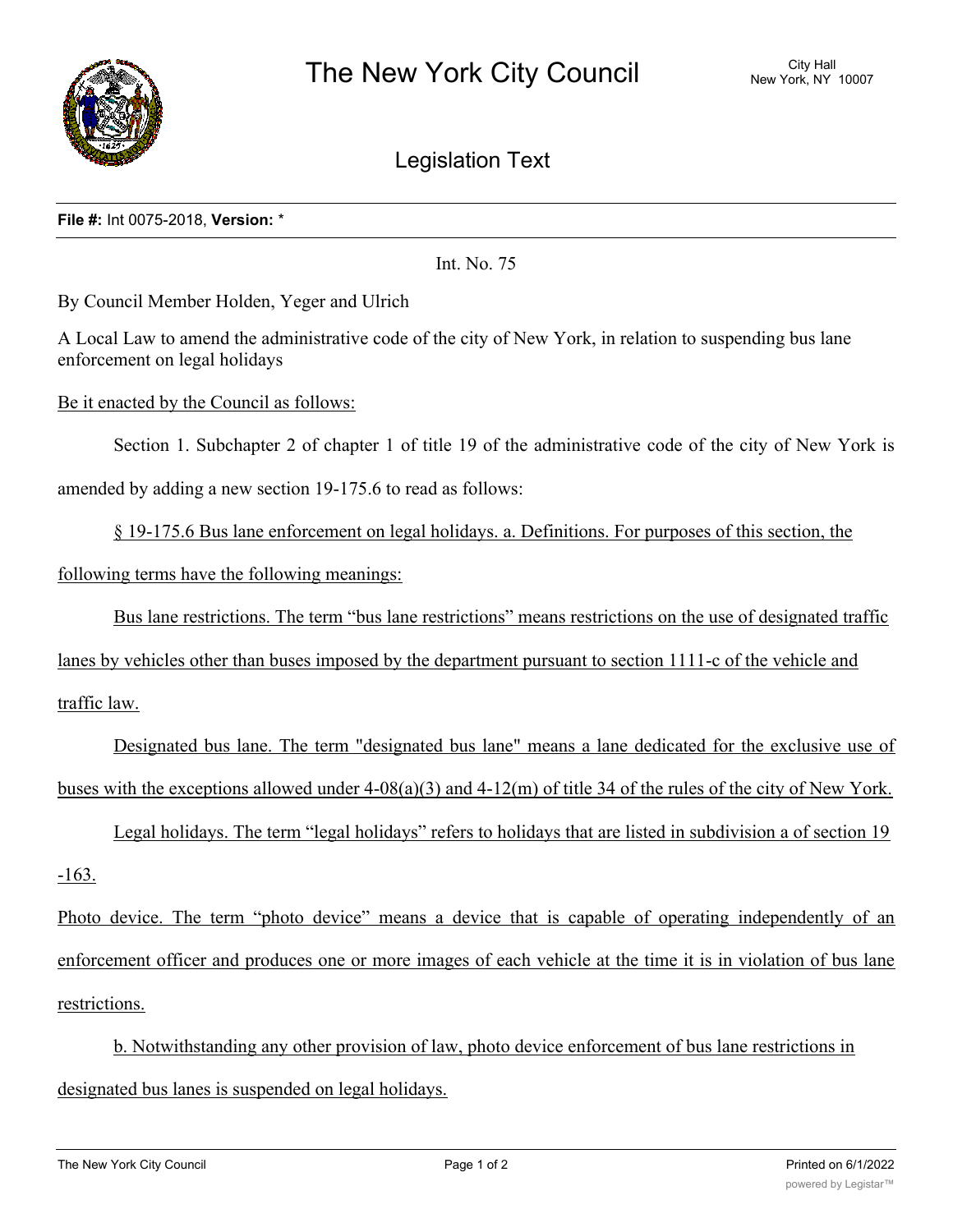# The New York City Council

City Hall
New York, NY 10007

## Legislation Text

**File #:** Int 0075-2018, **Version:** *

Int. No. 75

By Council Member Holden, Yeger and Ulrich

A Local Law to amend the administrative code of the city of New York, in relation to suspending bus lane enforcement on legal holidays

Be it enacted by the Council as follows:

Section 1. Subchapter 2 of chapter 1 of title 19 of the administrative code of the city of New York is amended by adding a new section 19-175.6 to read as follows:

§ 19-175.6 Bus lane enforcement on legal holidays. a. Definitions. For purposes of this section, the following terms have the following meanings:

Bus lane restrictions. The term “bus lane restrictions” means restrictions on the use of designated traffic lanes by vehicles other than buses imposed by the department pursuant to section 1111-c of the vehicle and traffic law.

Designated bus lane. The term "designated bus lane" means a lane dedicated for the exclusive use of buses with the exceptions allowed under 4-08(a)(3) and 4-12(m) of title 34 of the rules of the city of New York.

Legal holidays. The term “legal holidays” refers to holidays that are listed in subdivision a of section 19-163.

Photo device. The term “photo device” means a device that is capable of operating independently of an enforcement officer and produces one or more images of each vehicle at the time it is in violation of bus lane restrictions.

b. Notwithstanding any other provision of law, photo device enforcement of bus lane restrictions in designated bus lanes is suspended on legal holidays.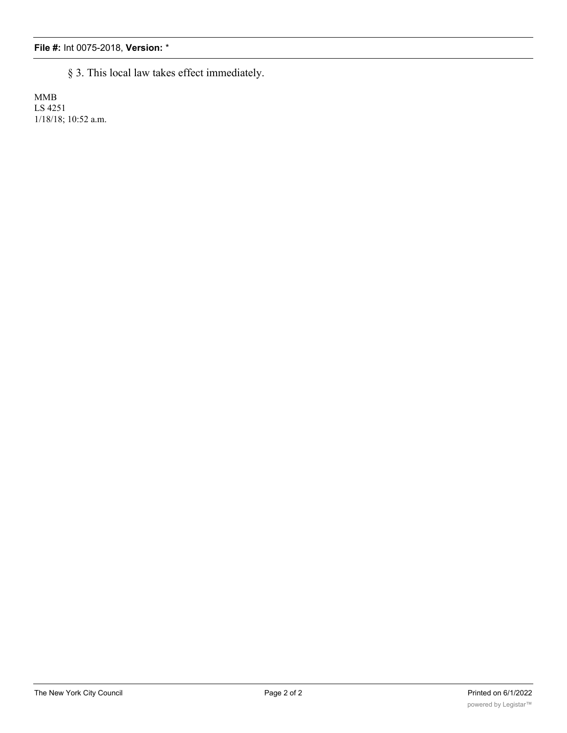§ 3. This local law takes effect immediately.

MMB
LS 4251
1/18/18; 10:52 a.m.